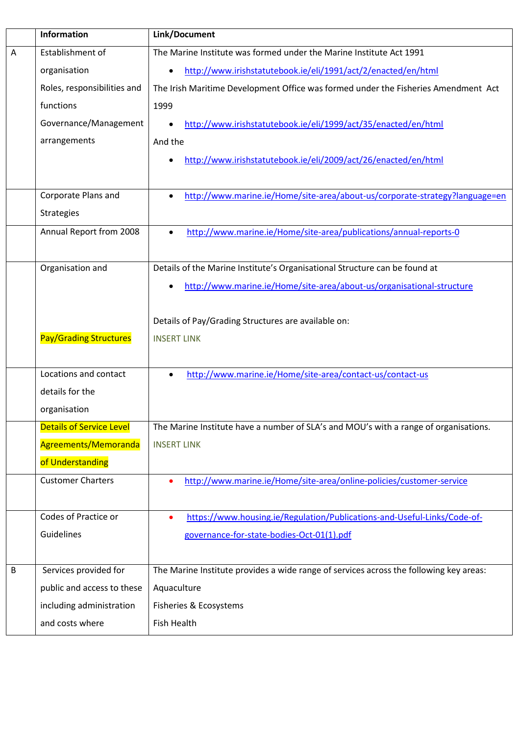|  | Information | Link/Document |
|---|---|---|
| A | Establishment of organisation<br>Roles, responsibilities and functions<br>Governance/Management arrangements | The Marine Institute was formed under the Marine Institute Act 1991<br>• http://www.irishstatutebook.ie/eli/1991/act/2/enacted/en/html<br>The Irish Maritime Development Office was formed under the Fisheries Amendment Act 1999<br>• http://www.irishstatutebook.ie/eli/1999/act/35/enacted/en/html<br>And the<br>• http://www.irishstatutebook.ie/eli/2009/act/26/enacted/en/html |
|  | Corporate Plans and Strategies | • http://www.marine.ie/Home/site-area/about-us/corporate-strategy?language=en |
|  | Annual Report from 2008 | • http://www.marine.ie/Home/site-area/publications/annual-reports-0 |
|  | Organisation and<br><br>Pay/Grading Structures | Details of the Marine Institute's Organisational Structure can be found at<br>• http://www.marine.ie/Home/site-area/about-us/organisational-structure<br><br>Details of Pay/Grading Structures are available on:<br>INSERT LINK |
|  | Locations and contact details for the organisation | • http://www.marine.ie/Home/site-area/contact-us/contact-us |
|  | Details of Service Level Agreements/Memoranda of Understanding | The Marine Institute have a number of SLA's and MOU's with a range of organisations.<br>INSERT LINK |
|  | Customer Charters | • http://www.marine.ie/Home/site-area/online-policies/customer-service |
|  | Codes of Practice or Guidelines | • https://www.housing.ie/Regulation/Publications-and-Useful-Links/Code-of-governance-for-state-bodies-Oct-01(1).pdf |
| B | Services provided for public and access to these including administration and costs where | The Marine Institute provides a wide range of services across the following key areas:<br>Aquaculture<br>Fisheries & Ecosystems<br>Fish Health |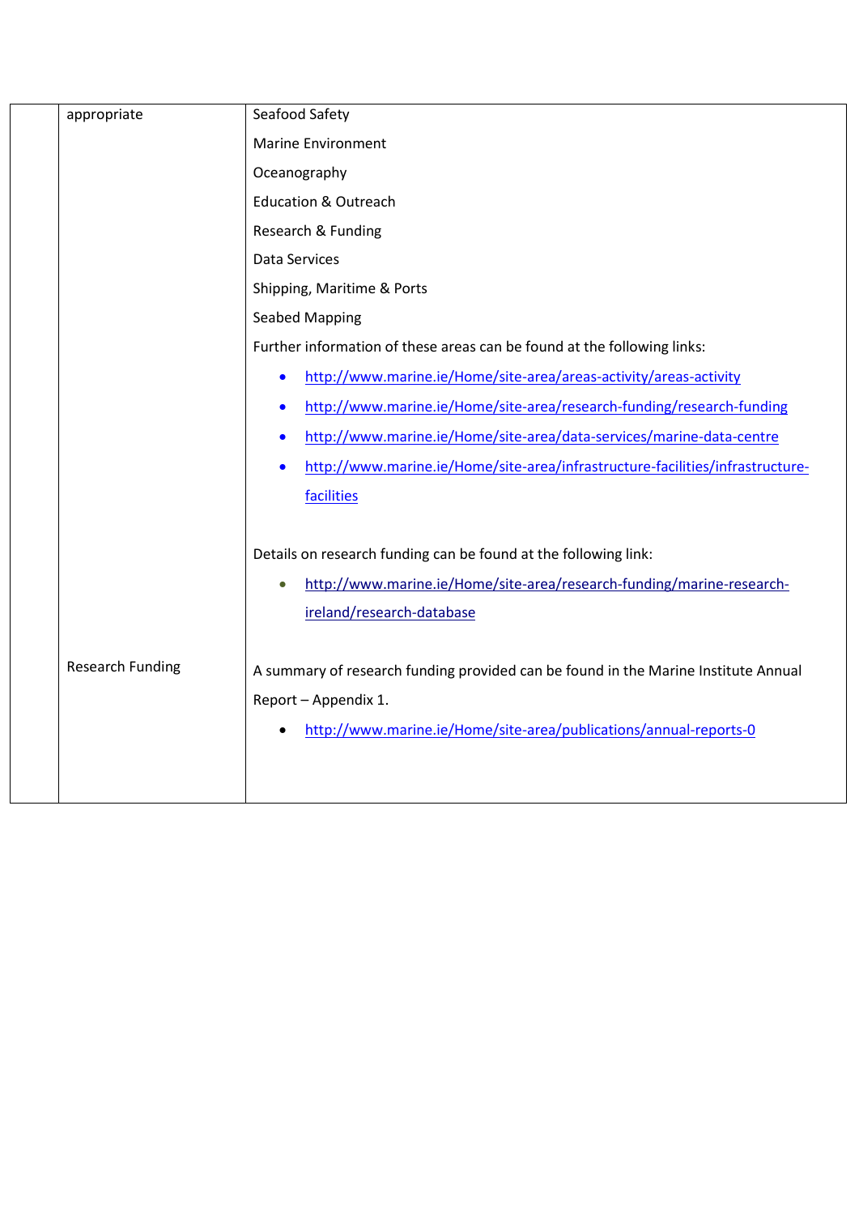| | | |
|---|---|---|
| | appropriate | Seafood Safety<br>Marine Environment<br>Oceanography<br>Education & Outreach<br>Research & Funding<br>Data Services<br>Shipping, Maritime & Ports<br>Seabed Mapping<br>Further information of these areas can be found at the following links:<br>• http://www.marine.ie/Home/site-area/areas-activity/areas-activity<br>• http://www.marine.ie/Home/site-area/research-funding/research-funding<br>• http://www.marine.ie/Home/site-area/data-services/marine-data-centre<br>• http://www.marine.ie/Home/site-area/infrastructure-facilities/infrastructure-facilities<br><br>Details on research funding can be found at the following link:<br>• http://www.marine.ie/Home/site-area/research-funding/marine-research-ireland/research-database |
| | Research Funding | A summary of research funding provided can be found in the Marine Institute Annual Report – Appendix 1.<br>• http://www.marine.ie/Home/site-area/publications/annual-reports-0 |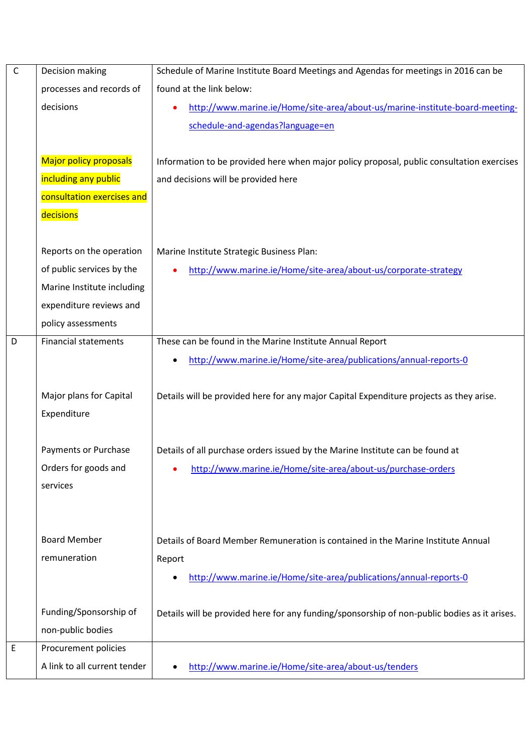| | | |
|---|---|---|
| C | Decision making processes and records of decisions | Schedule of Marine Institute Board Meetings and Agendas for meetings in 2016 can be found at the link below:<br>• http://www.marine.ie/Home/site-area/about-us/marine-institute-board-meeting-schedule-and-agendas?language=en |
| | Major policy proposals including any public consultation exercises and decisions | Information to be provided here when major policy proposal, public consultation exercises and decisions will be provided here |
| | Reports on the operation of public services by the Marine Institute including expenditure reviews and policy assessments | Marine Institute Strategic Business Plan:<br>• http://www.marine.ie/Home/site-area/about-us/corporate-strategy |
| D | Financial statements | These can be found in the Marine Institute Annual Report<br>• http://www.marine.ie/Home/site-area/publications/annual-reports-0 |
| | Major plans for Capital Expenditure | Details will be provided here for any major Capital Expenditure projects as they arise. |
| | Payments or Purchase Orders for goods and services | Details of all purchase orders issued by the Marine Institute can be found at<br>• http://www.marine.ie/Home/site-area/about-us/purchase-orders |
| | Board Member remuneration | Details of Board Member Remuneration is contained in the Marine Institute Annual Report<br>• http://www.marine.ie/Home/site-area/publications/annual-reports-0 |
| | Funding/Sponsorship of non-public bodies | Details will be provided here for any funding/sponsorship of non-public bodies as it arises. |
| E | Procurement policies<br>A link to all current tender | • http://www.marine.ie/Home/site-area/about-us/tenders |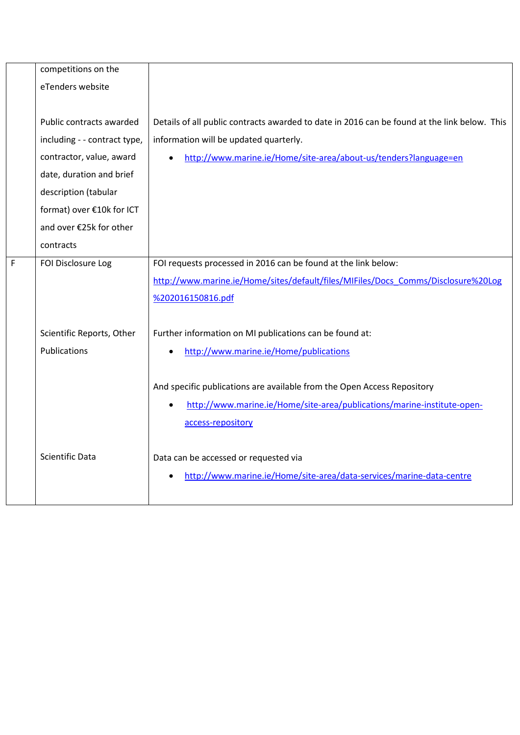| | | |
|---|---|---|
| | competitions on the eTenders website | |
| | Public contracts awarded including - - contract type, contractor, value, award date, duration and brief description (tabular format) over €10k for ICT and over €25k for other contracts | Details of all public contracts awarded to date in 2016 can be found at the link below. This information will be updated quarterly.<br>• http://www.marine.ie/Home/site-area/about-us/tenders?language=en |
| F | FOI Disclosure Log | FOI requests processed in 2016 can be found at the link below:<br>http://www.marine.ie/Home/sites/default/files/MIFiles/Docs_Comms/Disclosure%20Log%202016150816.pdf |
| | Scientific Reports, Other Publications | Further information on MI publications can be found at:<br>• http://www.marine.ie/Home/publications<br><br>And specific publications are available from the Open Access Repository<br>• http://www.marine.ie/Home/site-area/publications/marine-institute-open-access-repository |
| | Scientific Data | Data can be accessed or requested via<br>• http://www.marine.ie/Home/site-area/data-services/marine-data-centre |